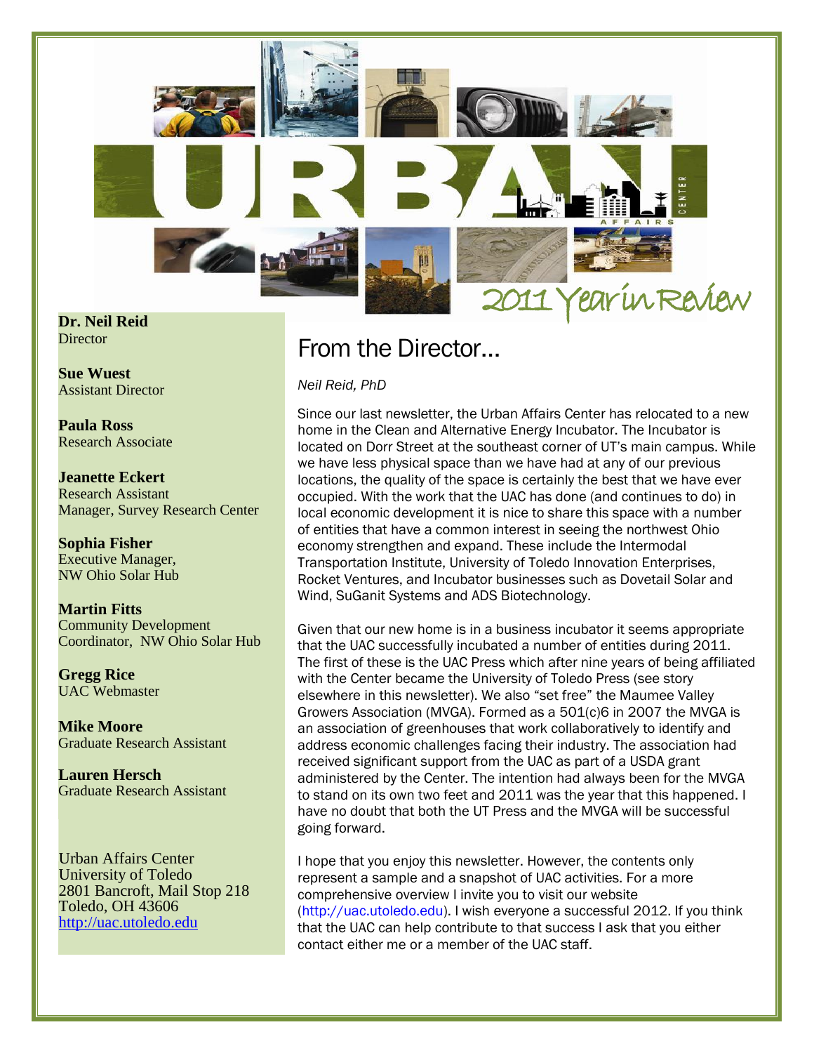# URBAN AFFAIRS CENTER

## 2011 Year in Review

**Dr. Neil Reid**
Director

**Sue Wuest**
Assistant Director

**Paula Ross**
Research Associate

**Jeanette Eckert**
Research Assistant
Manager, Survey Research Center

**Sophia Fisher**
Executive Manager,
NW Ohio Solar Hub

**Martin Fitts**
Community Development
Coordinator, NW Ohio Solar Hub

**Gregg Rice**
UAC Webmaster

**Mike Moore**
Graduate Research Assistant

**Lauren Hersch**
Graduate Research Assistant

Urban Affairs Center
University of Toledo
2801 Bancroft, Mail Stop 218
Toledo, OH 43606
http://uac.utoledo.edu

## From the Director…

*Neil Reid, PhD*

Since our last newsletter, the Urban Affairs Center has relocated to a new home in the Clean and Alternative Energy Incubator. The Incubator is located on Dorr Street at the southeast corner of UT's main campus. While we have less physical space than we have had at any of our previous locations, the quality of the space is certainly the best that we have ever occupied. With the work that the UAC has done (and continues to do) in local economic development it is nice to share this space with a number of entities that have a common interest in seeing the northwest Ohio economy strengthen and expand. These include the Intermodal Transportation Institute, University of Toledo Innovation Enterprises, Rocket Ventures, and Incubator businesses such as Dovetail Solar and Wind, SuGanit Systems and ADS Biotechnology.

Given that our new home is in a business incubator it seems appropriate that the UAC successfully incubated a number of entities during 2011. The first of these is the UAC Press which after nine years of being affiliated with the Center became the University of Toledo Press (see story elsewhere in this newsletter). We also "set free" the Maumee Valley Growers Association (MVGA). Formed as a 501(c)6 in 2007 the MVGA is an association of greenhouses that work collaboratively to identify and address economic challenges facing their industry. The association had received significant support from the UAC as part of a USDA grant administered by the Center. The intention had always been for the MVGA to stand on its own two feet and 2011 was the year that this happened. I have no doubt that both the UT Press and the MVGA will be successful going forward.

I hope that you enjoy this newsletter. However, the contents only represent a sample and a snapshot of UAC activities. For a more comprehensive overview I invite you to visit our website (http://uac.utoledo.edu). I wish everyone a successful 2012. If you think that the UAC can help contribute to that success I ask that you either contact either me or a member of the UAC staff.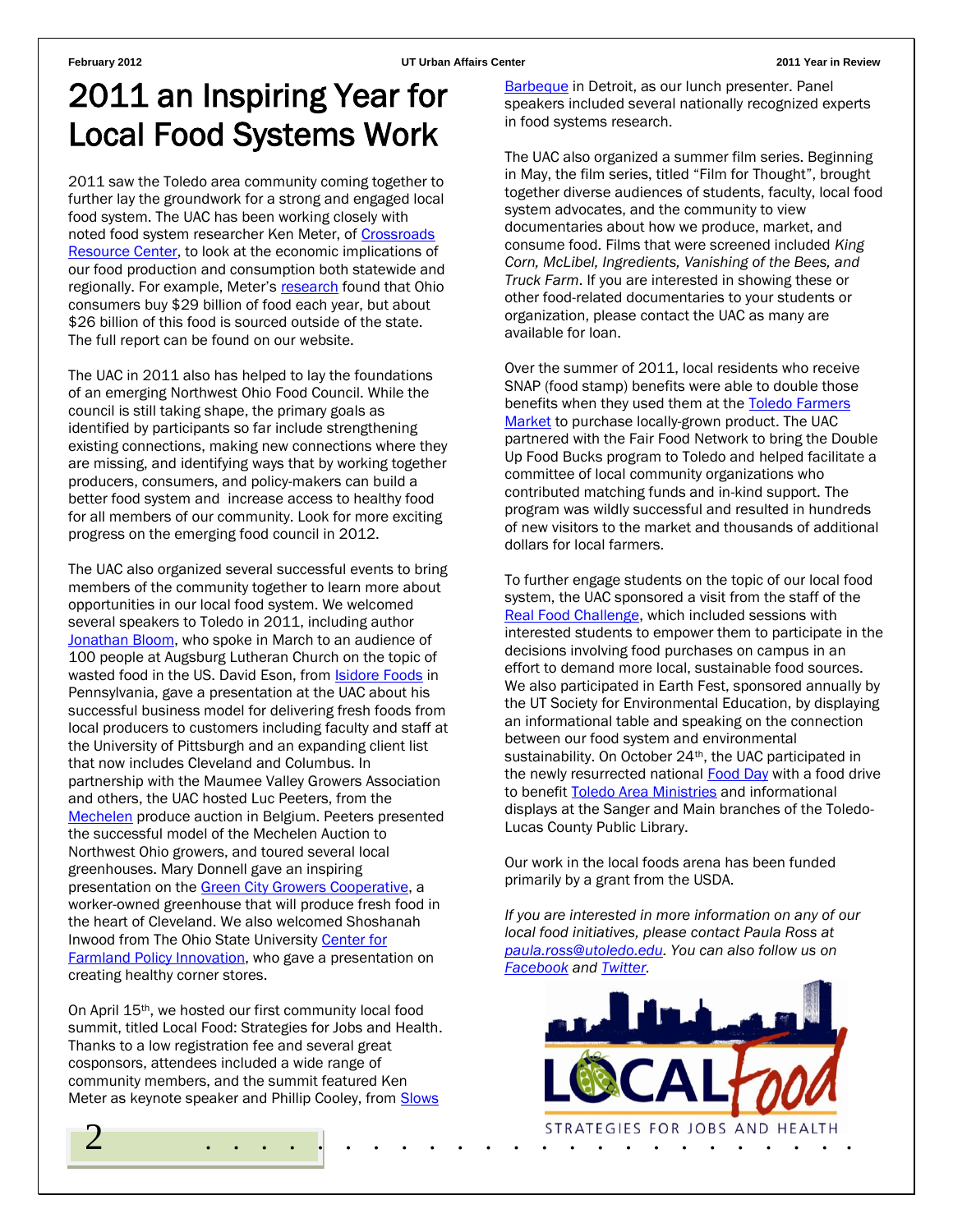# 2011 an Inspiring Year for Local Food Systems Work

2011 saw the Toledo area community coming together to further lay the groundwork for a strong and engaged local food system. The UAC has been working closely with noted food system researcher Ken Meter, of Crossroads Resource Center, to look at the economic implications of our food production and consumption both statewide and regionally. For example, Meter's research found that Ohio consumers buy $29 billion of food each year, but about $26 billion of this food is sourced outside of the state. The full report can be found on our website.

The UAC in 2011 also has helped to lay the foundations of an emerging Northwest Ohio Food Council. While the council is still taking shape, the primary goals as identified by participants so far include strengthening existing connections, making new connections where they are missing, and identifying ways that by working together producers, consumers, and policy-makers can build a better food system and increase access to healthy food for all members of our community. Look for more exciting progress on the emerging food council in 2012.

The UAC also organized several successful events to bring members of the community together to learn more about opportunities in our local food system. We welcomed several speakers to Toledo in 2011, including author Jonathan Bloom, who spoke in March to an audience of 100 people at Augsburg Lutheran Church on the topic of wasted food in the US. David Eson, from Isidore Foods in Pennsylvania, gave a presentation at the UAC about his successful business model for delivering fresh foods from local producers to customers including faculty and staff at the University of Pittsburgh and an expanding client list that now includes Cleveland and Columbus. In partnership with the Maumee Valley Growers Association and others, the UAC hosted Luc Peeters, from the Mechelen produce auction in Belgium. Peeters presented the successful model of the Mechelen Auction to Northwest Ohio growers, and toured several local greenhouses. Mary Donnell gave an inspiring presentation on the Green City Growers Cooperative, a worker-owned greenhouse that will produce fresh food in the heart of Cleveland. We also welcomed Shoshanah Inwood from The Ohio State University Center for Farmland Policy Innovation, who gave a presentation on creating healthy corner stores.

On April 15th, we hosted our first community local food summit, titled Local Food: Strategies for Jobs and Health. Thanks to a low registration fee and several great cosponsors, attendees included a wide range of community members, and the summit featured Ken Meter as keynote speaker and Phillip Cooley, from Slows Barbeque in Detroit, as our lunch presenter. Panel speakers included several nationally recognized experts in food systems research.

The UAC also organized a summer film series. Beginning in May, the film series, titled "Film for Thought", brought together diverse audiences of students, faculty, local food system advocates, and the community to view documentaries about how we produce, market, and consume food. Films that were screened included *King Corn, McLibel, Ingredients, Vanishing of the Bees, and Truck Farm*. If you are interested in showing these or other food-related documentaries to your students or organization, please contact the UAC as many are available for loan.

Over the summer of 2011, local residents who receive SNAP (food stamp) benefits were able to double those benefits when they used them at the Toledo Farmers Market to purchase locally-grown product. The UAC partnered with the Fair Food Network to bring the Double Up Food Bucks program to Toledo and helped facilitate a committee of local community organizations who contributed matching funds and in-kind support. The program was wildly successful and resulted in hundreds of new visitors to the market and thousands of additional dollars for local farmers.

To further engage students on the topic of our local food system, the UAC sponsored a visit from the staff of the Real Food Challenge, which included sessions with interested students to empower them to participate in the decisions involving food purchases on campus in an effort to demand more local, sustainable food sources. We also participated in Earth Fest, sponsored annually by the UT Society for Environmental Education, by displaying an informational table and speaking on the connection between our food system and environmental sustainability. On October 24th, the UAC participated in the newly resurrected national Food Day with a food drive to benefit Toledo Area Ministries and informational displays at the Sanger and Main branches of the Toledo-Lucas County Public Library.

Our work in the local foods arena has been funded primarily by a grant from the USDA.

*If you are interested in more information on any of our local food initiatives, please contact Paula Ross at paula.ross@utoledo.edu. You can also follow us on Facebook and Twitter.*

LOCAL Food
STRATEGIES FOR JOBS AND HEALTH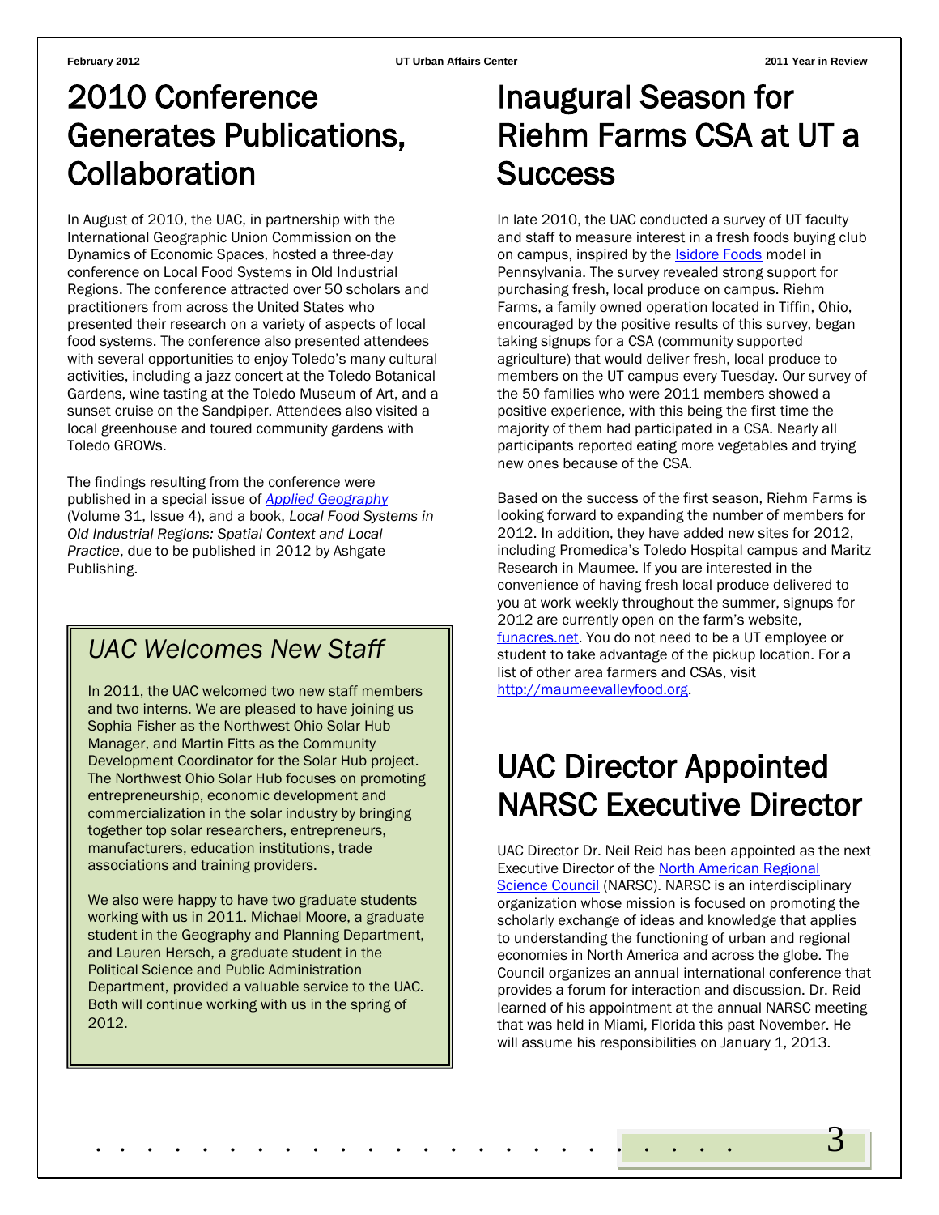# 2010 Conference Generates Publications, Collaboration

In August of 2010, the UAC, in partnership with the International Geographic Union Commission on the Dynamics of Economic Spaces, hosted a three-day conference on Local Food Systems in Old Industrial Regions. The conference attracted over 50 scholars and practitioners from across the United States who presented their research on a variety of aspects of local food systems. The conference also presented attendees with several opportunities to enjoy Toledo's many cultural activities, including a jazz concert at the Toledo Botanical Gardens, wine tasting at the Toledo Museum of Art, and a sunset cruise on the Sandpiper. Attendees also visited a local greenhouse and toured community gardens with Toledo GROWs.

The findings resulting from the conference were published in a special issue of *Applied Geography* (Volume 31, Issue 4), and a book, *Local Food Systems in Old Industrial Regions: Spatial Context and Local Practice*, due to be published in 2012 by Ashgate Publishing.

## *UAC Welcomes New Staff*

In 2011, the UAC welcomed two new staff members and two interns. We are pleased to have joining us Sophia Fisher as the Northwest Ohio Solar Hub Manager, and Martin Fitts as the Community Development Coordinator for the Solar Hub project. The Northwest Ohio Solar Hub focuses on promoting entrepreneurship, economic development and commercialization in the solar industry by bringing together top solar researchers, entrepreneurs, manufacturers, education institutions, trade associations and training providers.

We also were happy to have two graduate students working with us in 2011. Michael Moore, a graduate student in the Geography and Planning Department, and Lauren Hersch, a graduate student in the Political Science and Public Administration Department, provided a valuable service to the UAC. Both will continue working with us in the spring of 2012.

# Inaugural Season for Riehm Farms CSA at UT a Success

In late 2010, the UAC conducted a survey of UT faculty and staff to measure interest in a fresh foods buying club on campus, inspired by the Isidore Foods model in Pennsylvania. The survey revealed strong support for purchasing fresh, local produce on campus. Riehm Farms, a family owned operation located in Tiffin, Ohio, encouraged by the positive results of this survey, began taking signups for a CSA (community supported agriculture) that would deliver fresh, local produce to members on the UT campus every Tuesday. Our survey of the 50 families who were 2011 members showed a positive experience, with this being the first time the majority of them had participated in a CSA. Nearly all participants reported eating more vegetables and trying new ones because of the CSA.

Based on the success of the first season, Riehm Farms is looking forward to expanding the number of members for 2012. In addition, they have added new sites for 2012, including Promedica's Toledo Hospital campus and Maritz Research in Maumee. If you are interested in the convenience of having fresh local produce delivered to you at work weekly throughout the summer, signups for 2012 are currently open on the farm's website, funacres.net. You do not need to be a UT employee or student to take advantage of the pickup location. For a list of other area farmers and CSAs, visit http://maumeevalleyfood.org.

# UAC Director Appointed NARSC Executive Director

UAC Director Dr. Neil Reid has been appointed as the next Executive Director of the North American Regional Science Council (NARSC). NARSC is an interdisciplinary organization whose mission is focused on promoting the scholarly exchange of ideas and knowledge that applies to understanding the functioning of urban and regional economies in North America and across the globe. The Council organizes an annual international conference that provides a forum for interaction and discussion. Dr. Reid learned of his appointment at the annual NARSC meeting that was held in Miami, Florida this past November. He will assume his responsibilities on January 1, 2013.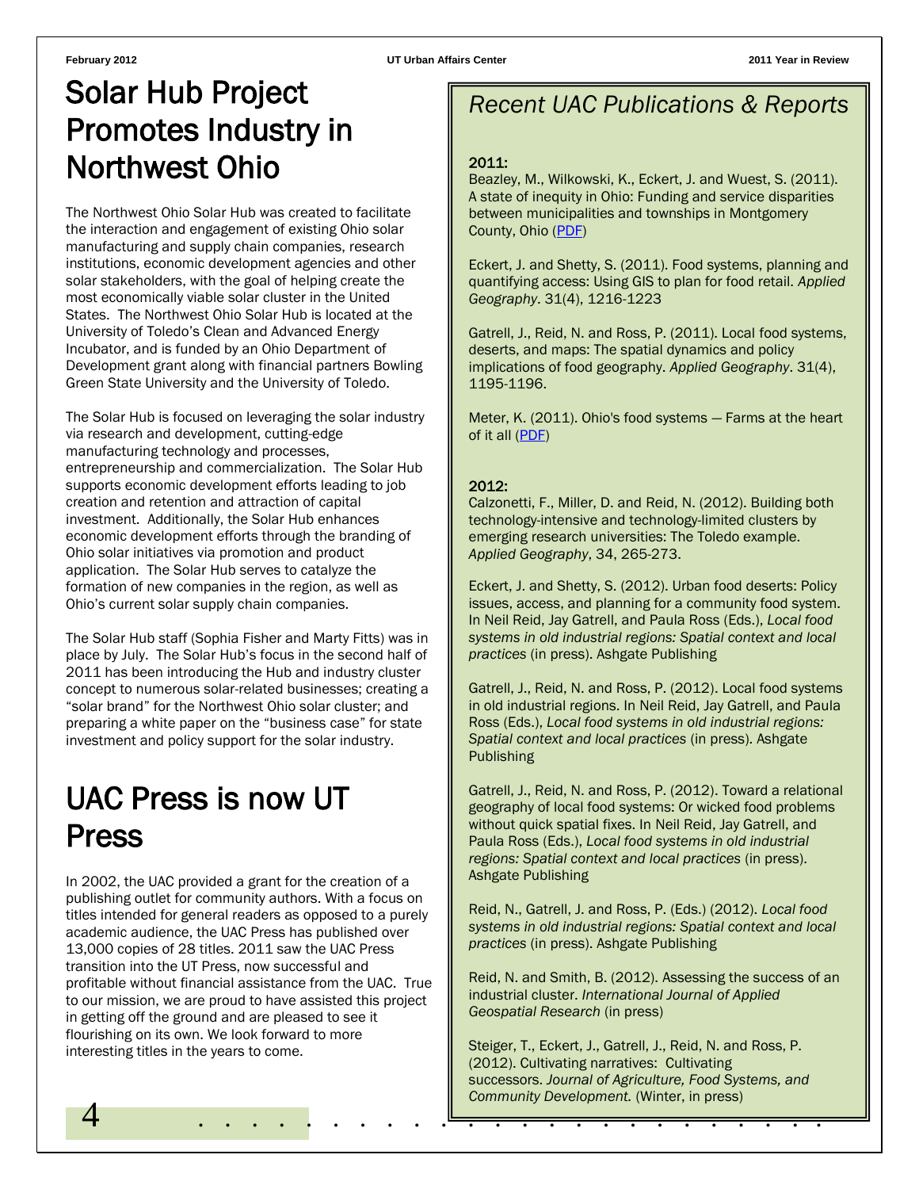# Solar Hub Project Promotes Industry in Northwest Ohio

The Northwest Ohio Solar Hub was created to facilitate the interaction and engagement of existing Ohio solar manufacturing and supply chain companies, research institutions, economic development agencies and other solar stakeholders, with the goal of helping create the most economically viable solar cluster in the United States. The Northwest Ohio Solar Hub is located at the University of Toledo's Clean and Advanced Energy Incubator, and is funded by an Ohio Department of Development grant along with financial partners Bowling Green State University and the University of Toledo.

The Solar Hub is focused on leveraging the solar industry via research and development, cutting-edge manufacturing technology and processes, entrepreneurship and commercialization. The Solar Hub supports economic development efforts leading to job creation and retention and attraction of capital investment. Additionally, the Solar Hub enhances economic development efforts through the branding of Ohio solar initiatives via promotion and product application. The Solar Hub serves to catalyze the formation of new companies in the region, as well as Ohio's current solar supply chain companies.

The Solar Hub staff (Sophia Fisher and Marty Fitts) was in place by July. The Solar Hub's focus in the second half of 2011 has been introducing the Hub and industry cluster concept to numerous solar-related businesses; creating a "solar brand" for the Northwest Ohio solar cluster; and preparing a white paper on the "business case" for state investment and policy support for the solar industry.

# UAC Press is now UT Press

In 2002, the UAC provided a grant for the creation of a publishing outlet for community authors. With a focus on titles intended for general readers as opposed to a purely academic audience, the UAC Press has published over 13,000 copies of 28 titles. 2011 saw the UAC Press transition into the UT Press, now successful and profitable without financial assistance from the UAC. True to our mission, we are proud to have assisted this project in getting off the ground and are pleased to see it flourishing on its own. We look forward to more interesting titles in the years to come.

## *Recent UAC Publications & Reports*

**2011:**

Beazley, M., Wilkowski, K., Eckert, J. and Wuest, S. (2011). A state of inequity in Ohio: Funding and service disparities between municipalities and townships in Montgomery County, Ohio (PDF)

Eckert, J. and Shetty, S. (2011). Food systems, planning and quantifying access: Using GIS to plan for food retail. *Applied Geography*. 31(4), 1216-1223

Gatrell, J., Reid, N. and Ross, P. (2011). Local food systems, deserts, and maps: The spatial dynamics and policy implications of food geography. *Applied Geography*. 31(4), 1195-1196.

Meter, K. (2011). Ohio's food systems — Farms at the heart of it all (PDF)

**2012:**

Calzonetti, F., Miller, D. and Reid, N. (2012). Building both technology-intensive and technology-limited clusters by emerging research universities: The Toledo example. *Applied Geography*, 34, 265-273.

Eckert, J. and Shetty, S. (2012). Urban food deserts: Policy issues, access, and planning for a community food system. In Neil Reid, Jay Gatrell, and Paula Ross (Eds.), *Local food systems in old industrial regions: Spatial context and local practices* (in press). Ashgate Publishing

Gatrell, J., Reid, N. and Ross, P. (2012). Local food systems in old industrial regions. In Neil Reid, Jay Gatrell, and Paula Ross (Eds.), *Local food systems in old industrial regions: Spatial context and local practices* (in press). Ashgate Publishing

Gatrell, J., Reid, N. and Ross, P. (2012). Toward a relational geography of local food systems: Or wicked food problems without quick spatial fixes. In Neil Reid, Jay Gatrell, and Paula Ross (Eds.), *Local food systems in old industrial regions: Spatial context and local practices* (in press). Ashgate Publishing

Reid, N., Gatrell, J. and Ross, P. (Eds.) (2012). *Local food systems in old industrial regions: Spatial context and local practices* (in press). Ashgate Publishing

Reid, N. and Smith, B. (2012). Assessing the success of an industrial cluster. *International Journal of Applied Geospatial Research* (in press)

Steiger, T., Eckert, J., Gatrell, J., Reid, N. and Ross, P. (2012). Cultivating narratives: Cultivating successors. *Journal of Agriculture, Food Systems, and Community Development.* (Winter, in press)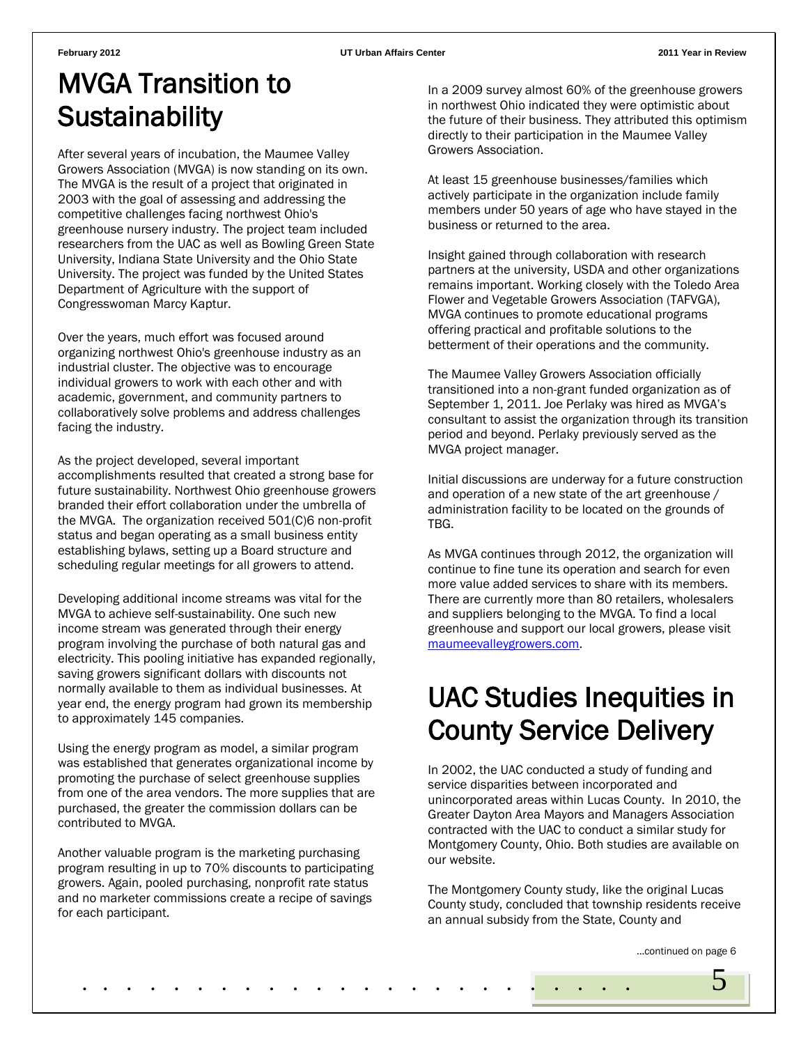# MVGA Transition to Sustainability

After several years of incubation, the Maumee Valley Growers Association (MVGA) is now standing on its own. The MVGA is the result of a project that originated in 2003 with the goal of assessing and addressing the competitive challenges facing northwest Ohio's greenhouse nursery industry. The project team included researchers from the UAC as well as Bowling Green State University, Indiana State University and the Ohio State University. The project was funded by the United States Department of Agriculture with the support of Congresswoman Marcy Kaptur.

Over the years, much effort was focused around organizing northwest Ohio's greenhouse industry as an industrial cluster. The objective was to encourage individual growers to work with each other and with academic, government, and community partners to collaboratively solve problems and address challenges facing the industry.

As the project developed, several important accomplishments resulted that created a strong base for future sustainability. Northwest Ohio greenhouse growers branded their effort collaboration under the umbrella of the MVGA. The organization received 501(C)6 non-profit status and began operating as a small business entity establishing bylaws, setting up a Board structure and scheduling regular meetings for all growers to attend.

Developing additional income streams was vital for the MVGA to achieve self-sustainability. One such new income stream was generated through their energy program involving the purchase of both natural gas and electricity. This pooling initiative has expanded regionally, saving growers significant dollars with discounts not normally available to them as individual businesses. At year end, the energy program had grown its membership to approximately 145 companies.

Using the energy program as model, a similar program was established that generates organizational income by promoting the purchase of select greenhouse supplies from one of the area vendors. The more supplies that are purchased, the greater the commission dollars can be contributed to MVGA.

Another valuable program is the marketing purchasing program resulting in up to 70% discounts to participating growers. Again, pooled purchasing, nonprofit rate status and no marketer commissions create a recipe of savings for each participant.

In a 2009 survey almost 60% of the greenhouse growers in northwest Ohio indicated they were optimistic about the future of their business. They attributed this optimism directly to their participation in the Maumee Valley Growers Association.

At least 15 greenhouse businesses/families which actively participate in the organization include family members under 50 years of age who have stayed in the business or returned to the area.

Insight gained through collaboration with research partners at the university, USDA and other organizations remains important. Working closely with the Toledo Area Flower and Vegetable Growers Association (TAFVGA), MVGA continues to promote educational programs offering practical and profitable solutions to the betterment of their operations and the community.

The Maumee Valley Growers Association officially transitioned into a non-grant funded organization as of September 1, 2011. Joe Perlaky was hired as MVGA's consultant to assist the organization through its transition period and beyond. Perlaky previously served as the MVGA project manager.

Initial discussions are underway for a future construction and operation of a new state of the art greenhouse / administration facility to be located on the grounds of TBG.

As MVGA continues through 2012, the organization will continue to fine tune its operation and search for even more value added services to share with its members. There are currently more than 80 retailers, wholesalers and suppliers belonging to the MVGA. To find a local greenhouse and support our local growers, please visit maumeevalleygrowers.com.

# UAC Studies Inequities in County Service Delivery

In 2002, the UAC conducted a study of funding and service disparities between incorporated and unincorporated areas within Lucas County. In 2010, the Greater Dayton Area Mayors and Managers Association contracted with the UAC to conduct a similar study for Montgomery County, Ohio. Both studies are available on our website.

The Montgomery County study, like the original Lucas County study, concluded that township residents receive an annual subsidy from the State, County and

...continued on page 6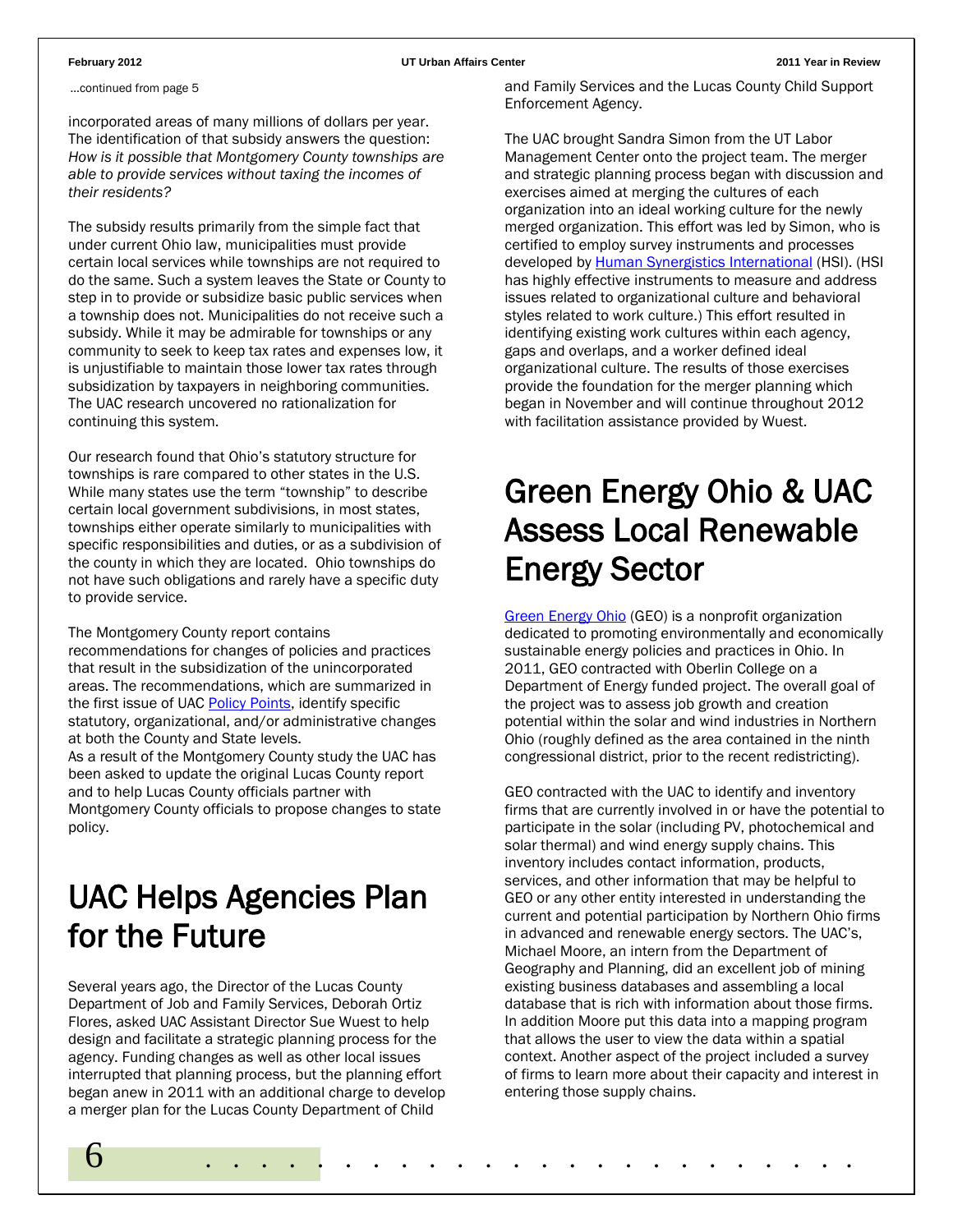...continued from page 5

incorporated areas of many millions of dollars per year. The identification of that subsidy answers the question: *How is it possible that Montgomery County townships are able to provide services without taxing the incomes of their residents?*

The subsidy results primarily from the simple fact that under current Ohio law, municipalities must provide certain local services while townships are not required to do the same. Such a system leaves the State or County to step in to provide or subsidize basic public services when a township does not. Municipalities do not receive such a subsidy. While it may be admirable for townships or any community to seek to keep tax rates and expenses low, it is unjustifiable to maintain those lower tax rates through subsidization by taxpayers in neighboring communities. The UAC research uncovered no rationalization for continuing this system.

Our research found that Ohio's statutory structure for townships is rare compared to other states in the U.S. While many states use the term "township" to describe certain local government subdivisions, in most states, townships either operate similarly to municipalities with specific responsibilities and duties, or as a subdivision of the county in which they are located. Ohio townships do not have such obligations and rarely have a specific duty to provide service.

The Montgomery County report contains recommendations for changes of policies and practices that result in the subsidization of the unincorporated areas. The recommendations, which are summarized in the first issue of UAC Policy Points, identify specific statutory, organizational, and/or administrative changes at both the County and State levels.
As a result of the Montgomery County study the UAC has been asked to update the original Lucas County report and to help Lucas County officials partner with Montgomery County officials to propose changes to state policy.

# UAC Helps Agencies Plan for the Future

Several years ago, the Director of the Lucas County Department of Job and Family Services, Deborah Ortiz Flores, asked UAC Assistant Director Sue Wuest to help design and facilitate a strategic planning process for the agency. Funding changes as well as other local issues interrupted that planning process, but the planning effort began anew in 2011 with an additional charge to develop a merger plan for the Lucas County Department of Child and Family Services and the Lucas County Child Support Enforcement Agency.

The UAC brought Sandra Simon from the UT Labor Management Center onto the project team. The merger and strategic planning process began with discussion and exercises aimed at merging the cultures of each organization into an ideal working culture for the newly merged organization. This effort was led by Simon, who is certified to employ survey instruments and processes developed by Human Synergistics International (HSI). (HSI has highly effective instruments to measure and address issues related to organizational culture and behavioral styles related to work culture.) This effort resulted in identifying existing work cultures within each agency, gaps and overlaps, and a worker defined ideal organizational culture. The results of those exercises provide the foundation for the merger planning which began in November and will continue throughout 2012 with facilitation assistance provided by Wuest.

# Green Energy Ohio & UAC Assess Local Renewable Energy Sector

Green Energy Ohio (GEO) is a nonprofit organization dedicated to promoting environmentally and economically sustainable energy policies and practices in Ohio. In 2011, GEO contracted with Oberlin College on a Department of Energy funded project. The overall goal of the project was to assess job growth and creation potential within the solar and wind industries in Northern Ohio (roughly defined as the area contained in the ninth congressional district, prior to the recent redistricting).

GEO contracted with the UAC to identify and inventory firms that are currently involved in or have the potential to participate in the solar (including PV, photochemical and solar thermal) and wind energy supply chains. This inventory includes contact information, products, services, and other information that may be helpful to GEO or any other entity interested in understanding the current and potential participation by Northern Ohio firms in advanced and renewable energy sectors. The UAC's, Michael Moore, an intern from the Department of Geography and Planning, did an excellent job of mining existing business databases and assembling a local database that is rich with information about those firms. In addition Moore put this data into a mapping program that allows the user to view the data within a spatial context. Another aspect of the project included a survey of firms to learn more about their capacity and interest in entering those supply chains.